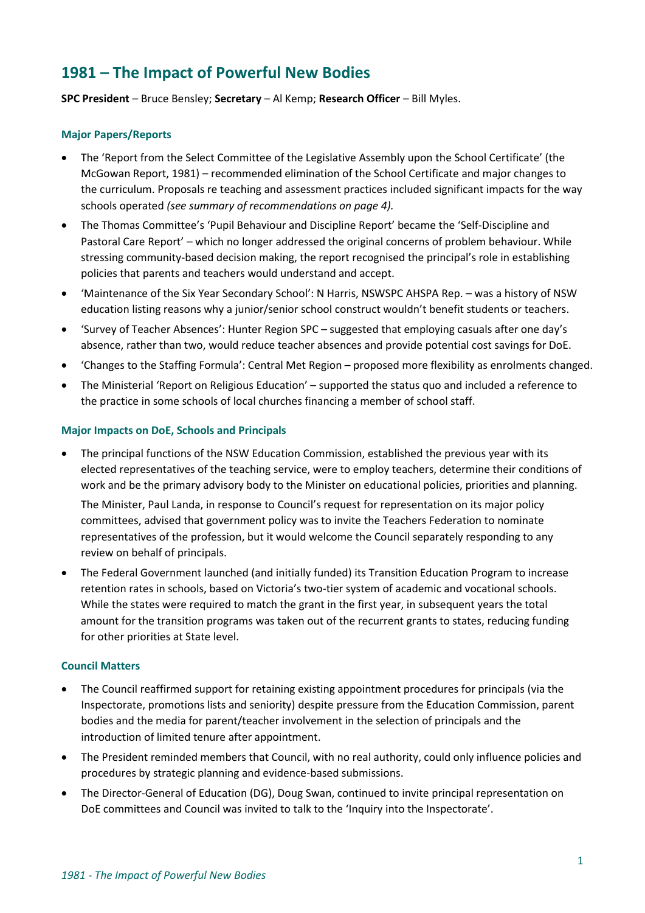# 1981 – The Impact of Powerful New Bodies

**SPC President** – Bruce Bensley; **Secretary** – Al Kemp; **Research Officer** – Bill Myles.

### Major Papers/Reports

- The 'Report from the Select Committee of the Legislative Assembly upon the School Certificate' (the McGowan Report, 1981) – recommended elimination of the School Certificate and major changes to the curriculum. Proposals re teaching and assessment practices included significant impacts for the way schools operated *(see summary of recommendations on page 4).*
- The Thomas Committee's 'Pupil Behaviour and Discipline Report' became the 'Self-Discipline and Pastoral Care Report' – which no longer addressed the original concerns of problem behaviour. While stressing community-based decision making, the report recognised the principal's role in establishing policies that parents and teachers would understand and accept.
- 'Maintenance of the Six Year Secondary School': N Harris, NSWSPC AHSPA Rep. – was a history of NSW education listing reasons why a junior/senior school construct wouldn't benefit students or teachers.
- 'Survey of Teacher Absences': Hunter Region SPC – suggested that employing casuals after one day's absence, rather than two, would reduce teacher absences and provide potential cost savings for DoE.
- 'Changes to the Staffing Formula': Central Met Region – proposed more flexibility as enrolments changed.
- The Ministerial 'Report on Religious Education' – supported the status quo and included a reference to the practice in some schools of local churches financing a member of school staff.

### Major Impacts on DoE, Schools and Principals

- The principal functions of the NSW Education Commission, established the previous year with its elected representatives of the teaching service, were to employ teachers, determine their conditions of work and be the primary advisory body to the Minister on educational policies, priorities and planning.

  The Minister, Paul Landa, in response to Council's request for representation on its major policy committees, advised that government policy was to invite the Teachers Federation to nominate representatives of the profession, but it would welcome the Council separately responding to any review on behalf of principals.
- The Federal Government launched (and initially funded) its Transition Education Program to increase retention rates in schools, based on Victoria's two-tier system of academic and vocational schools. While the states were required to match the grant in the first year, in subsequent years the total amount for the transition programs was taken out of the recurrent grants to states, reducing funding for other priorities at State level.

### Council Matters

- The Council reaffirmed support for retaining existing appointment procedures for principals (via the Inspectorate, promotions lists and seniority) despite pressure from the Education Commission, parent bodies and the media for parent/teacher involvement in the selection of principals and the introduction of limited tenure after appointment.
- The President reminded members that Council, with no real authority, could only influence policies and procedures by strategic planning and evidence-based submissions.
- The Director-General of Education (DG), Doug Swan, continued to invite principal representation on DoE committees and Council was invited to talk to the 'Inquiry into the Inspectorate'.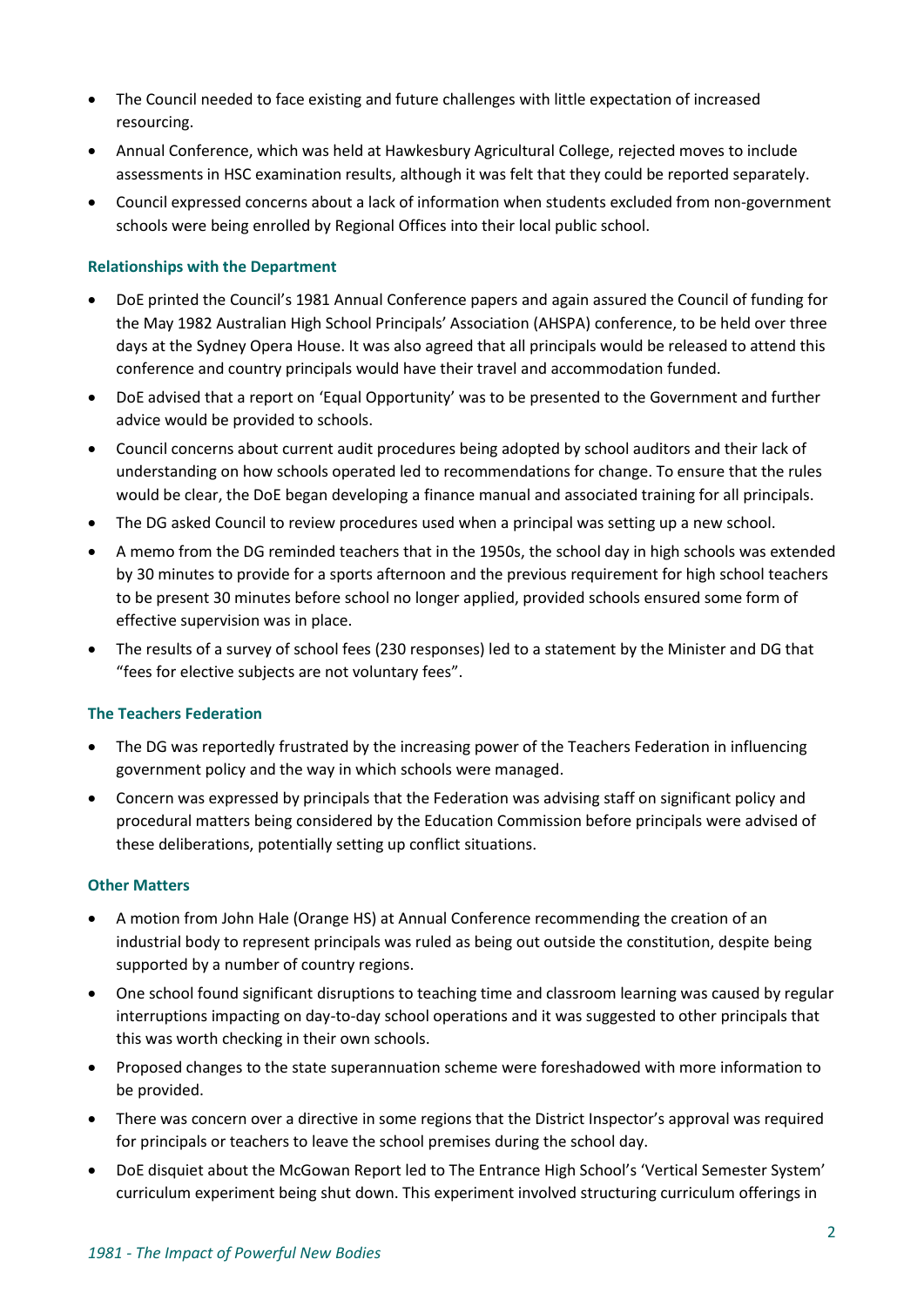- The Council needed to face existing and future challenges with little expectation of increased resourcing.
- Annual Conference, which was held at Hawkesbury Agricultural College, rejected moves to include assessments in HSC examination results, although it was felt that they could be reported separately.
- Council expressed concerns about a lack of information when students excluded from non-government schools were being enrolled by Regional Offices into their local public school.

### Relationships with the Department

- DoE printed the Council's 1981 Annual Conference papers and again assured the Council of funding for the May 1982 Australian High School Principals' Association (AHSPA) conference, to be held over three days at the Sydney Opera House. It was also agreed that all principals would be released to attend this conference and country principals would have their travel and accommodation funded.
- DoE advised that a report on 'Equal Opportunity' was to be presented to the Government and further advice would be provided to schools.
- Council concerns about current audit procedures being adopted by school auditors and their lack of understanding on how schools operated led to recommendations for change. To ensure that the rules would be clear, the DoE began developing a finance manual and associated training for all principals.
- The DG asked Council to review procedures used when a principal was setting up a new school.
- A memo from the DG reminded teachers that in the 1950s, the school day in high schools was extended by 30 minutes to provide for a sports afternoon and the previous requirement for high school teachers to be present 30 minutes before school no longer applied, provided schools ensured some form of effective supervision was in place.
- The results of a survey of school fees (230 responses) led to a statement by the Minister and DG that "fees for elective subjects are not voluntary fees".

### The Teachers Federation

- The DG was reportedly frustrated by the increasing power of the Teachers Federation in influencing government policy and the way in which schools were managed.
- Concern was expressed by principals that the Federation was advising staff on significant policy and procedural matters being considered by the Education Commission before principals were advised of these deliberations, potentially setting up conflict situations.

### Other Matters

- A motion from John Hale (Orange HS) at Annual Conference recommending the creation of an industrial body to represent principals was ruled as being out outside the constitution, despite being supported by a number of country regions.
- One school found significant disruptions to teaching time and classroom learning was caused by regular interruptions impacting on day-to-day school operations and it was suggested to other principals that this was worth checking in their own schools.
- Proposed changes to the state superannuation scheme were foreshadowed with more information to be provided.
- There was concern over a directive in some regions that the District Inspector's approval was required for principals or teachers to leave the school premises during the school day.
- DoE disquiet about the McGowan Report led to The Entrance High School's 'Vertical Semester System' curriculum experiment being shut down. This experiment involved structuring curriculum offerings in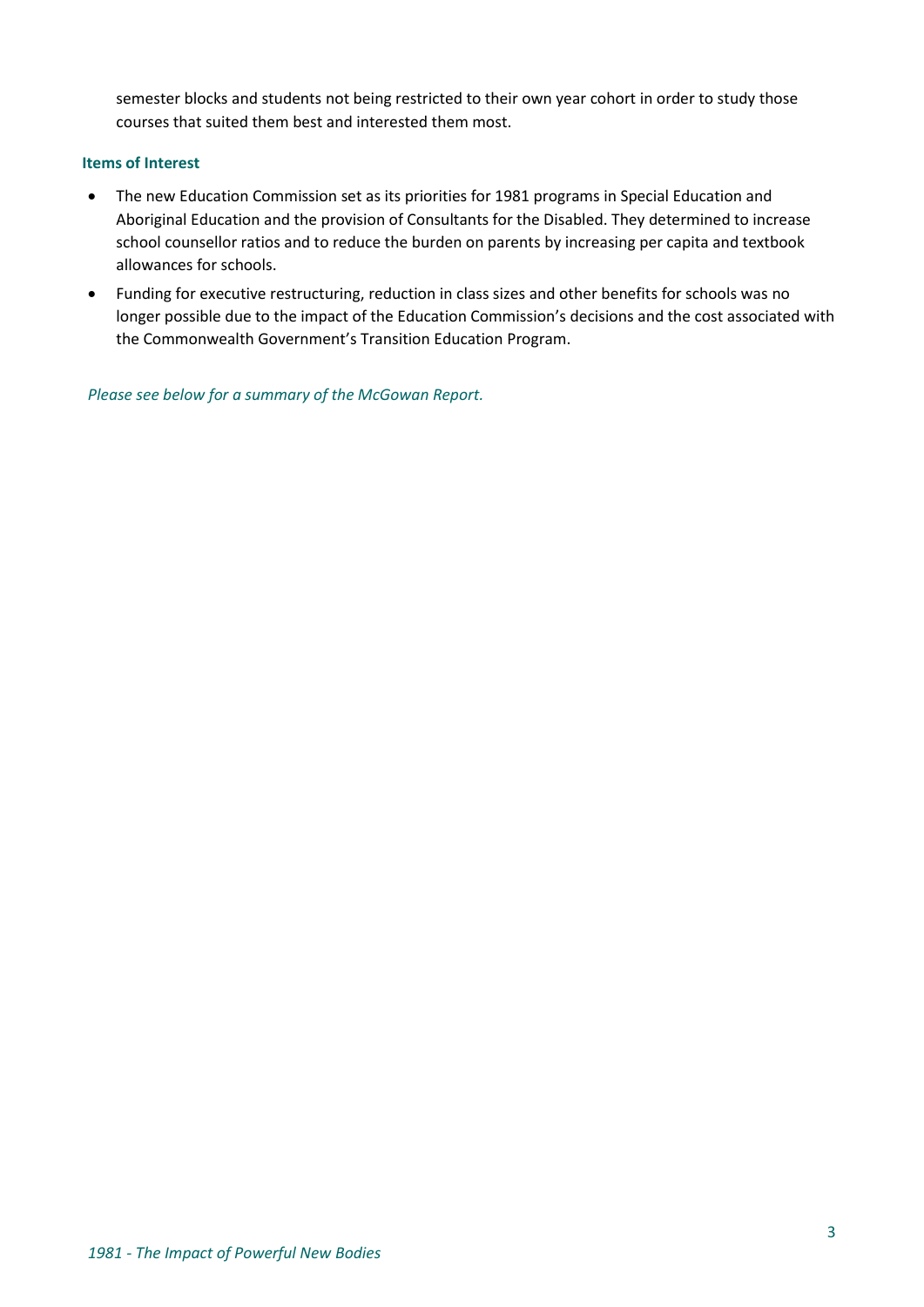semester blocks and students not being restricted to their own year cohort in order to study those courses that suited them best and interested them most.

### Items of Interest

- The new Education Commission set as its priorities for 1981 programs in Special Education and Aboriginal Education and the provision of Consultants for the Disabled. They determined to increase school counsellor ratios and to reduce the burden on parents by increasing per capita and textbook allowances for schools.
- Funding for executive restructuring, reduction in class sizes and other benefits for schools was no longer possible due to the impact of the Education Commission's decisions and the cost associated with the Commonwealth Government's Transition Education Program.

*Please see below for a summary of the McGowan Report.*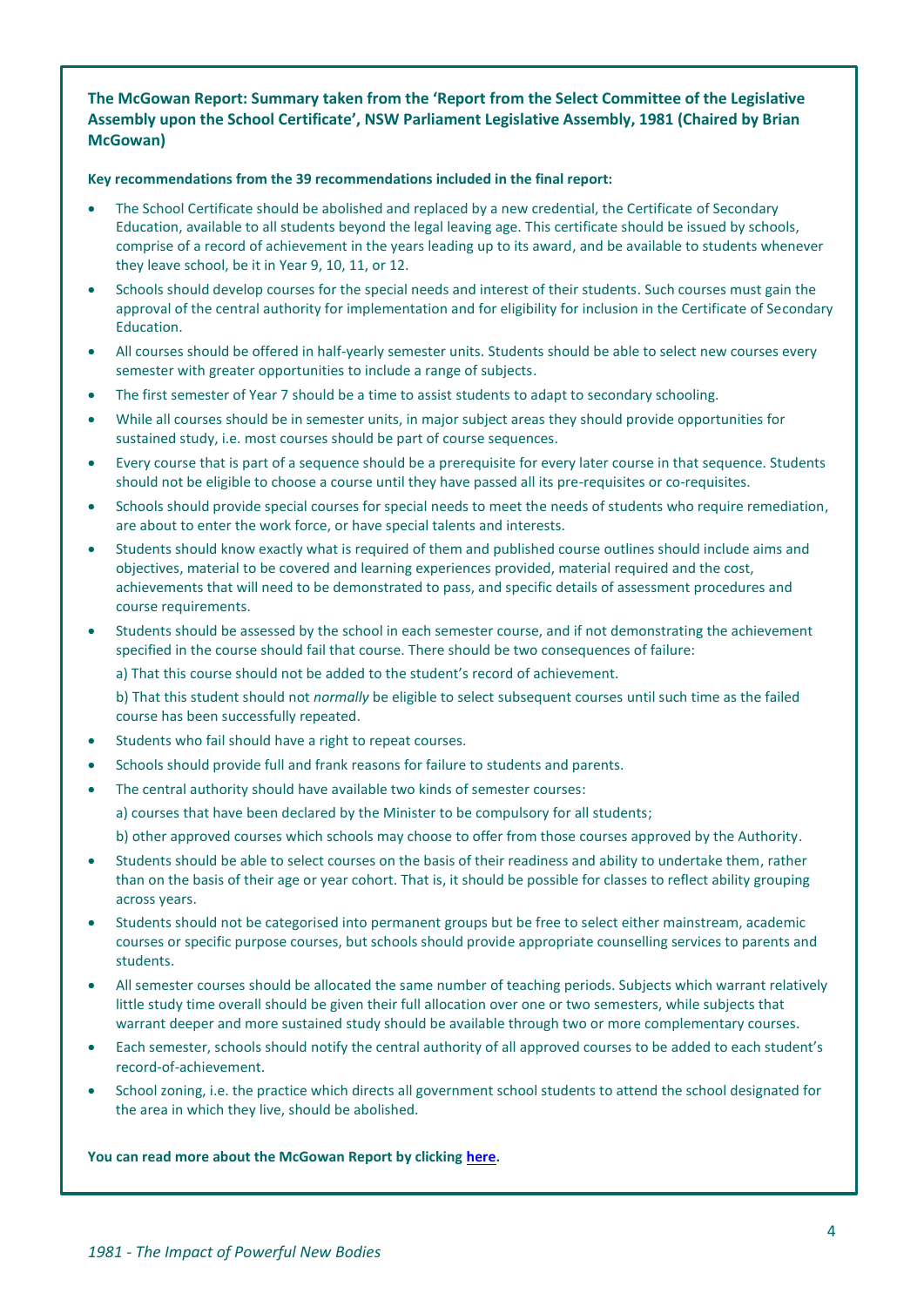**The McGowan Report: Summary taken from the 'Report from the Select Committee of the Legislative Assembly upon the School Certificate', NSW Parliament Legislative Assembly, 1981 (Chaired by Brian McGowan)**

**Key recommendations from the 39 recommendations included in the final report:**

- The School Certificate should be abolished and replaced by a new credential, the Certificate of Secondary Education, available to all students beyond the legal leaving age. This certificate should be issued by schools, comprise of a record of achievement in the years leading up to its award, and be available to students whenever they leave school, be it in Year 9, 10, 11, or 12.
- Schools should develop courses for the special needs and interest of their students. Such courses must gain the approval of the central authority for implementation and for eligibility for inclusion in the Certificate of Secondary Education.
- All courses should be offered in half-yearly semester units. Students should be able to select new courses every semester with greater opportunities to include a range of subjects.
- The first semester of Year 7 should be a time to assist students to adapt to secondary schooling.
- While all courses should be in semester units, in major subject areas they should provide opportunities for sustained study, i.e. most courses should be part of course sequences.
- Every course that is part of a sequence should be a prerequisite for every later course in that sequence. Students should not be eligible to choose a course until they have passed all its pre-requisites or co-requisites.
- Schools should provide special courses for special needs to meet the needs of students who require remediation, are about to enter the work force, or have special talents and interests.
- Students should know exactly what is required of them and published course outlines should include aims and objectives, material to be covered and learning experiences provided, material required and the cost, achievements that will need to be demonstrated to pass, and specific details of assessment procedures and course requirements.
- Students should be assessed by the school in each semester course, and if not demonstrating the achievement specified in the course should fail that course. There should be two consequences of failure:

  a) That this course should not be added to the student's record of achievement.

  b) That this student should not *normally* be eligible to select subsequent courses until such time as the failed course has been successfully repeated.
- Students who fail should have a right to repeat courses.
- Schools should provide full and frank reasons for failure to students and parents.
- The central authority should have available two kinds of semester courses:

  a) courses that have been declared by the Minister to be compulsory for all students;

  b) other approved courses which schools may choose to offer from those courses approved by the Authority.
- Students should be able to select courses on the basis of their readiness and ability to undertake them, rather than on the basis of their age or year cohort. That is, it should be possible for classes to reflect ability grouping across years.
- Students should not be categorised into permanent groups but be free to select either mainstream, academic courses or specific purpose courses, but schools should provide appropriate counselling services to parents and students.
- All semester courses should be allocated the same number of teaching periods. Subjects which warrant relatively little study time overall should be given their full allocation over one or two semesters, while subjects that warrant deeper and more sustained study should be available through two or more complementary courses.
- Each semester, schools should notify the central authority of all approved courses to be added to each student's record-of-achievement.
- School zoning, i.e. the practice which directs all government school students to attend the school designated for the area in which they live, should be abolished.

**You can read more about the McGowan Report by clicking here.**